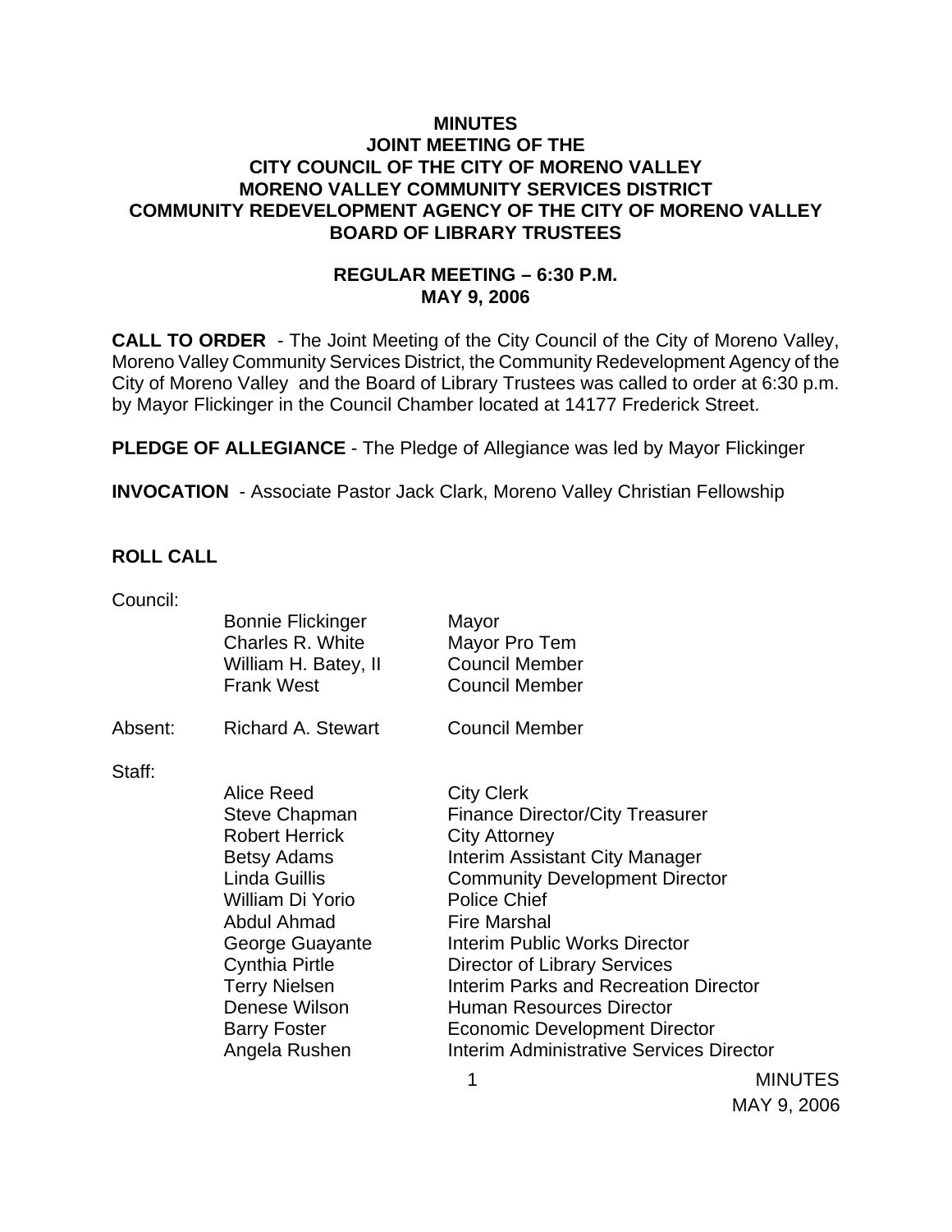**MINUTES**
**JOINT MEETING OF THE**
**CITY COUNCIL OF THE CITY OF MORENO VALLEY**
**MORENO VALLEY COMMUNITY SERVICES DISTRICT**
**COMMUNITY REDEVELOPMENT AGENCY OF THE CITY OF MORENO VALLEY**
**BOARD OF LIBRARY TRUSTEES**

**REGULAR MEETING – 6:30 P.M.**
**MAY 9, 2006**

**CALL TO ORDER** - The Joint Meeting of the City Council of the City of Moreno Valley, Moreno Valley Community Services District, the Community Redevelopment Agency of the City of Moreno Valley and the Board of Library Trustees was called to order at 6:30 p.m. by Mayor Flickinger in the Council Chamber located at 14177 Frederick Street.

**PLEDGE OF ALLEGIANCE** - The Pledge of Allegiance was led by Mayor Flickinger

**INVOCATION** - Associate Pastor Jack Clark, Moreno Valley Christian Fellowship

**ROLL CALL**

Council:

| | | |
|---|---|---|
| | Bonnie Flickinger | Mayor |
| | Charles R. White | Mayor Pro Tem |
| | William H. Batey, II | Council Member |
| | Frank West | Council Member |
| Absent: | Richard A. Stewart | Council Member |

Staff:

| | |
|---|---|
| Alice Reed | City Clerk |
| Steve Chapman | Finance Director/City Treasurer |
| Robert Herrick | City Attorney |
| Betsy Adams | Interim Assistant City Manager |
| Linda Guillis | Community Development Director |
| William Di Yorio | Police Chief |
| Abdul Ahmad | Fire Marshal |
| George Guayante | Interim Public Works Director |
| Cynthia Pirtle | Director of Library Services |
| Terry Nielsen | Interim Parks and Recreation Director |
| Denese Wilson | Human Resources Director |
| Barry Foster | Economic Development Director |
| Angela Rushen | Interim Administrative Services Director |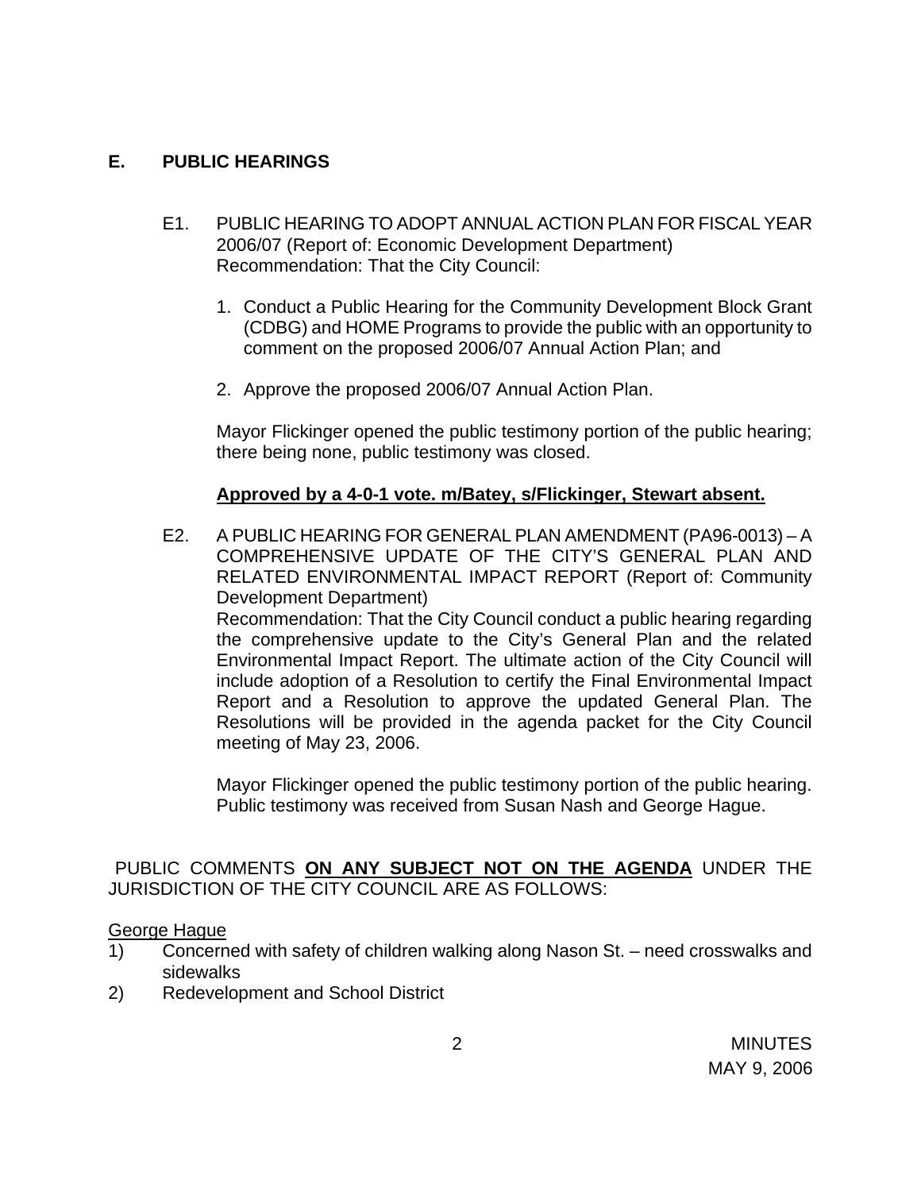## E. PUBLIC HEARINGS

E1. PUBLIC HEARING TO ADOPT ANNUAL ACTION PLAN FOR FISCAL YEAR 2006/07 (Report of: Economic Development Department)
Recommendation: That the City Council:

1. Conduct a Public Hearing for the Community Development Block Grant (CDBG) and HOME Programs to provide the public with an opportunity to comment on the proposed 2006/07 Annual Action Plan; and

2. Approve the proposed 2006/07 Annual Action Plan.

Mayor Flickinger opened the public testimony portion of the public hearing; there being none, public testimony was closed.

**Approved by a 4-0-1 vote. m/Batey, s/Flickinger, Stewart absent.**

E2. A PUBLIC HEARING FOR GENERAL PLAN AMENDMENT (PA96-0013) – A COMPREHENSIVE UPDATE OF THE CITY'S GENERAL PLAN AND RELATED ENVIRONMENTAL IMPACT REPORT (Report of: Community Development Department)
Recommendation: That the City Council conduct a public hearing regarding the comprehensive update to the City's General Plan and the related Environmental Impact Report. The ultimate action of the City Council will include adoption of a Resolution to certify the Final Environmental Impact Report and a Resolution to approve the updated General Plan. The Resolutions will be provided in the agenda packet for the City Council meeting of May 23, 2006.

Mayor Flickinger opened the public testimony portion of the public hearing. Public testimony was received from Susan Nash and George Hague.

PUBLIC COMMENTS **ON ANY SUBJECT NOT ON THE AGENDA** UNDER THE JURISDICTION OF THE CITY COUNCIL ARE AS FOLLOWS:

George Hague

1) Concerned with safety of children walking along Nason St. – need crosswalks and sidewalks
2) Redevelopment and School District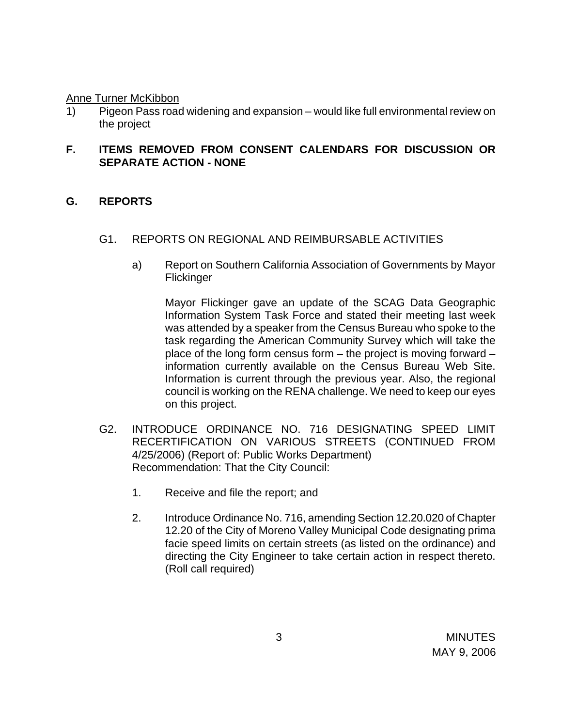Anne Turner McKibbon

1) Pigeon Pass road widening and expansion – would like full environmental review on the project

**F. ITEMS REMOVED FROM CONSENT CALENDARS FOR DISCUSSION OR SEPARATE ACTION - NONE**

**G. REPORTS**

G1. REPORTS ON REGIONAL AND REIMBURSABLE ACTIVITIES

a) Report on Southern California Association of Governments by Mayor Flickinger

Mayor Flickinger gave an update of the SCAG Data Geographic Information System Task Force and stated their meeting last week was attended by a speaker from the Census Bureau who spoke to the task regarding the American Community Survey which will take the place of the long form census form – the project is moving forward – information currently available on the Census Bureau Web Site. Information is current through the previous year. Also, the regional council is working on the RENA challenge. We need to keep our eyes on this project.

G2. INTRODUCE ORDINANCE NO. 716 DESIGNATING SPEED LIMIT RECERTIFICATION ON VARIOUS STREETS (CONTINUED FROM 4/25/2006) (Report of: Public Works Department)
Recommendation: That the City Council:

1. Receive and file the report; and

2. Introduce Ordinance No. 716, amending Section 12.20.020 of Chapter 12.20 of the City of Moreno Valley Municipal Code designating prima facie speed limits on certain streets (as listed on the ordinance) and directing the City Engineer to take certain action in respect thereto. (Roll call required)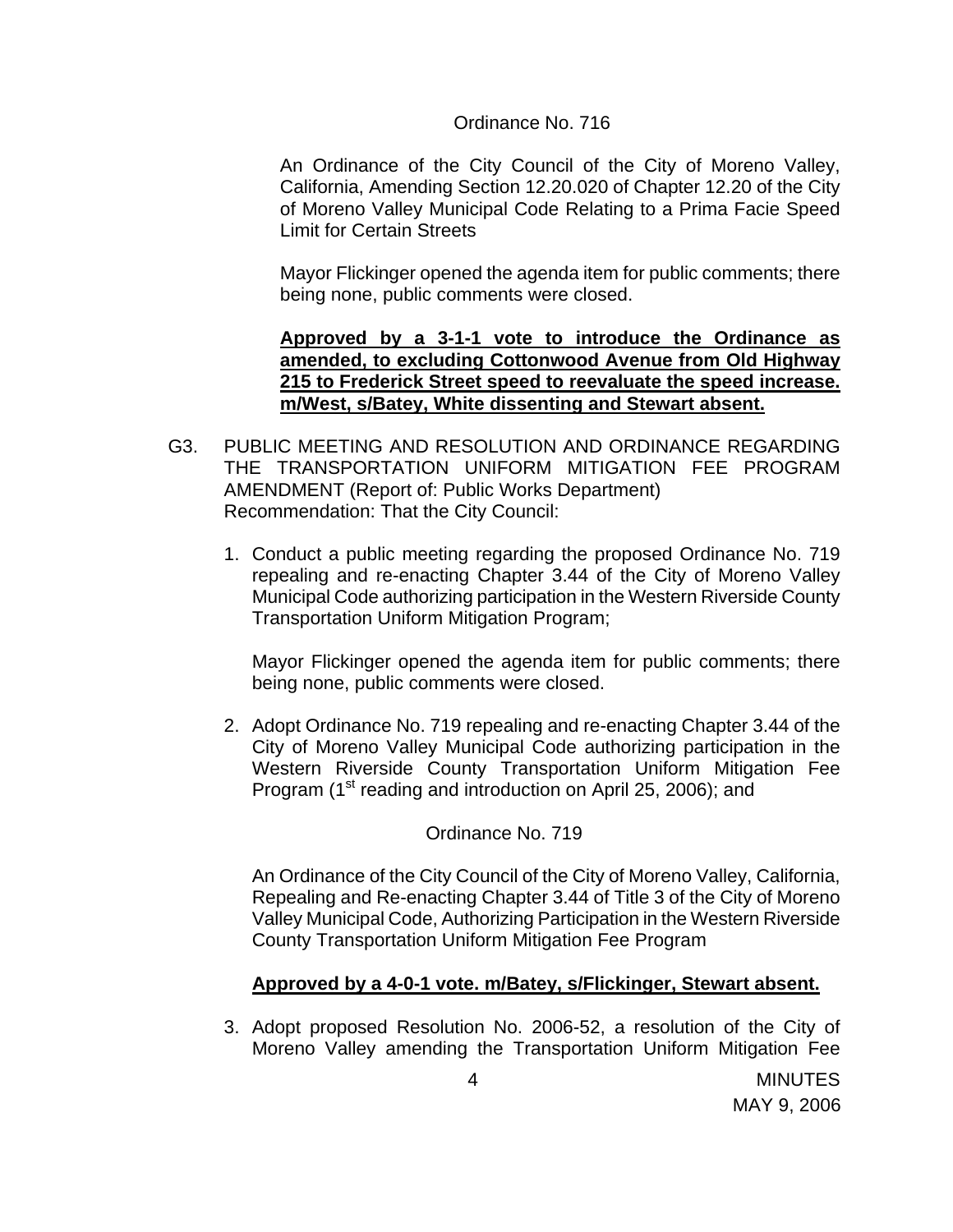Ordinance No. 716

An Ordinance of the City Council of the City of Moreno Valley, California, Amending Section 12.20.020 of Chapter 12.20 of the City of Moreno Valley Municipal Code Relating to a Prima Facie Speed Limit for Certain Streets

Mayor Flickinger opened the agenda item for public comments; there being none, public comments were closed.

**Approved by a 3-1-1 vote to introduce the Ordinance as amended, to excluding Cottonwood Avenue from Old Highway 215 to Frederick Street speed to reevaluate the speed increase. m/West, s/Batey, White dissenting and Stewart absent.**

G3. PUBLIC MEETING AND RESOLUTION AND ORDINANCE REGARDING THE TRANSPORTATION UNIFORM MITIGATION FEE PROGRAM AMENDMENT (Report of: Public Works Department)
Recommendation: That the City Council:

1. Conduct a public meeting regarding the proposed Ordinance No. 719 repealing and re-enacting Chapter 3.44 of the City of Moreno Valley Municipal Code authorizing participation in the Western Riverside County Transportation Uniform Mitigation Program;

   Mayor Flickinger opened the agenda item for public comments; there being none, public comments were closed.

2. Adopt Ordinance No. 719 repealing and re-enacting Chapter 3.44 of the City of Moreno Valley Municipal Code authorizing participation in the Western Riverside County Transportation Uniform Mitigation Fee Program (1st reading and introduction on April 25, 2006); and

   Ordinance No. 719

   An Ordinance of the City Council of the City of Moreno Valley, California, Repealing and Re-enacting Chapter 3.44 of Title 3 of the City of Moreno Valley Municipal Code, Authorizing Participation in the Western Riverside County Transportation Uniform Mitigation Fee Program

   **Approved by a 4-0-1 vote. m/Batey, s/Flickinger, Stewart absent.**

3. Adopt proposed Resolution No. 2006-52, a resolution of the City of Moreno Valley amending the Transportation Uniform Mitigation Fee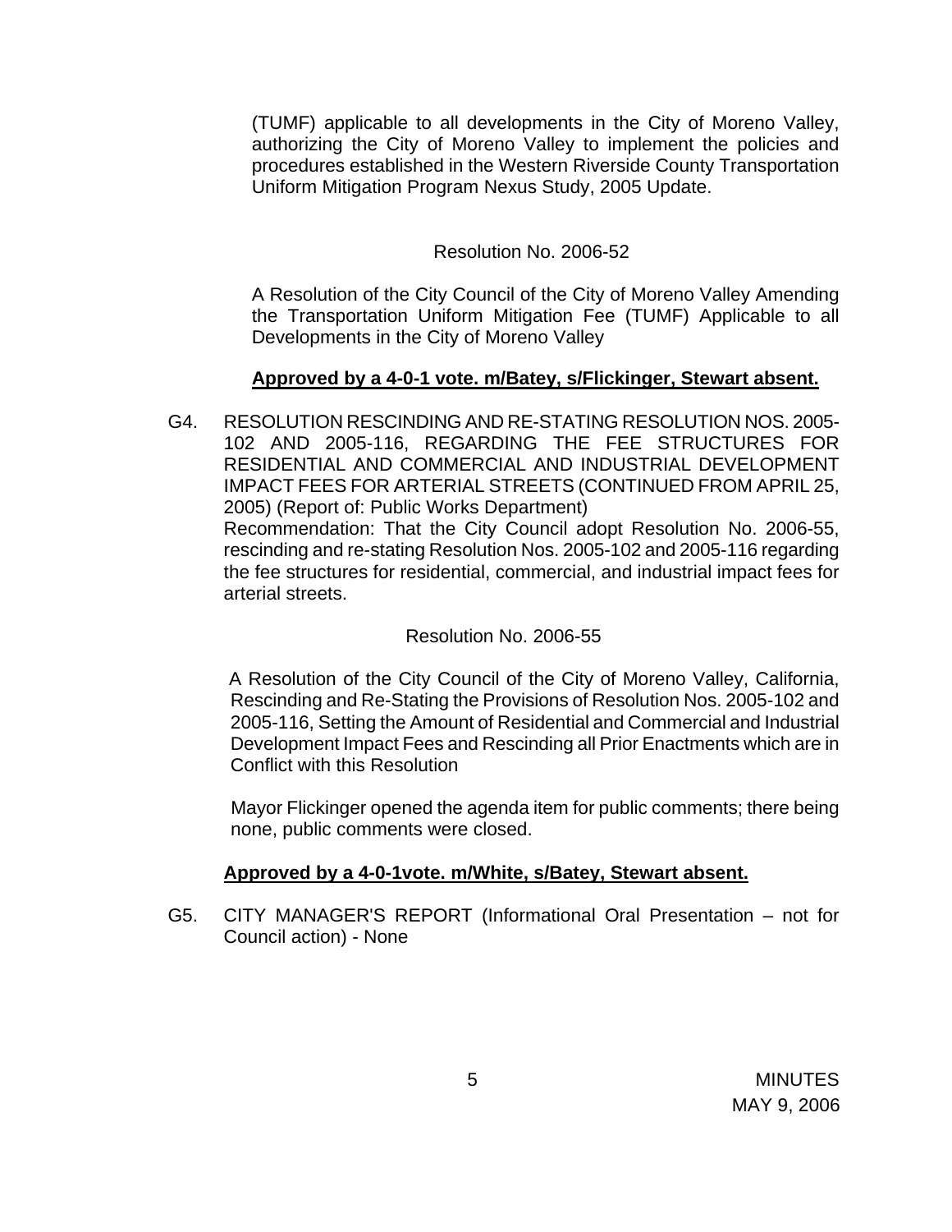(TUMF) applicable to all developments in the City of Moreno Valley, authorizing the City of Moreno Valley to implement the policies and procedures established in the Western Riverside County Transportation Uniform Mitigation Program Nexus Study, 2005 Update.

Resolution No. 2006-52

A Resolution of the City Council of the City of Moreno Valley Amending the Transportation Uniform Mitigation Fee (TUMF) Applicable to all Developments in the City of Moreno Valley

**Approved by a 4-0-1 vote. m/Batey, s/Flickinger, Stewart absent.**

G4. RESOLUTION RESCINDING AND RE-STATING RESOLUTION NOS. 2005-102 AND 2005-116, REGARDING THE FEE STRUCTURES FOR RESIDENTIAL AND COMMERCIAL AND INDUSTRIAL DEVELOPMENT IMPACT FEES FOR ARTERIAL STREETS (CONTINUED FROM APRIL 25, 2005) (Report of: Public Works Department)
Recommendation: That the City Council adopt Resolution No. 2006-55, rescinding and re-stating Resolution Nos. 2005-102 and 2005-116 regarding the fee structures for residential, commercial, and industrial impact fees for arterial streets.

Resolution No. 2006-55

A Resolution of the City Council of the City of Moreno Valley, California, Rescinding and Re-Stating the Provisions of Resolution Nos. 2005-102 and 2005-116, Setting the Amount of Residential and Commercial and Industrial Development Impact Fees and Rescinding all Prior Enactments which are in Conflict with this Resolution

Mayor Flickinger opened the agenda item for public comments; there being none, public comments were closed.

**Approved by a 4-0-1vote. m/White, s/Batey, Stewart absent.**

G5. CITY MANAGER'S REPORT (Informational Oral Presentation – not for Council action) - None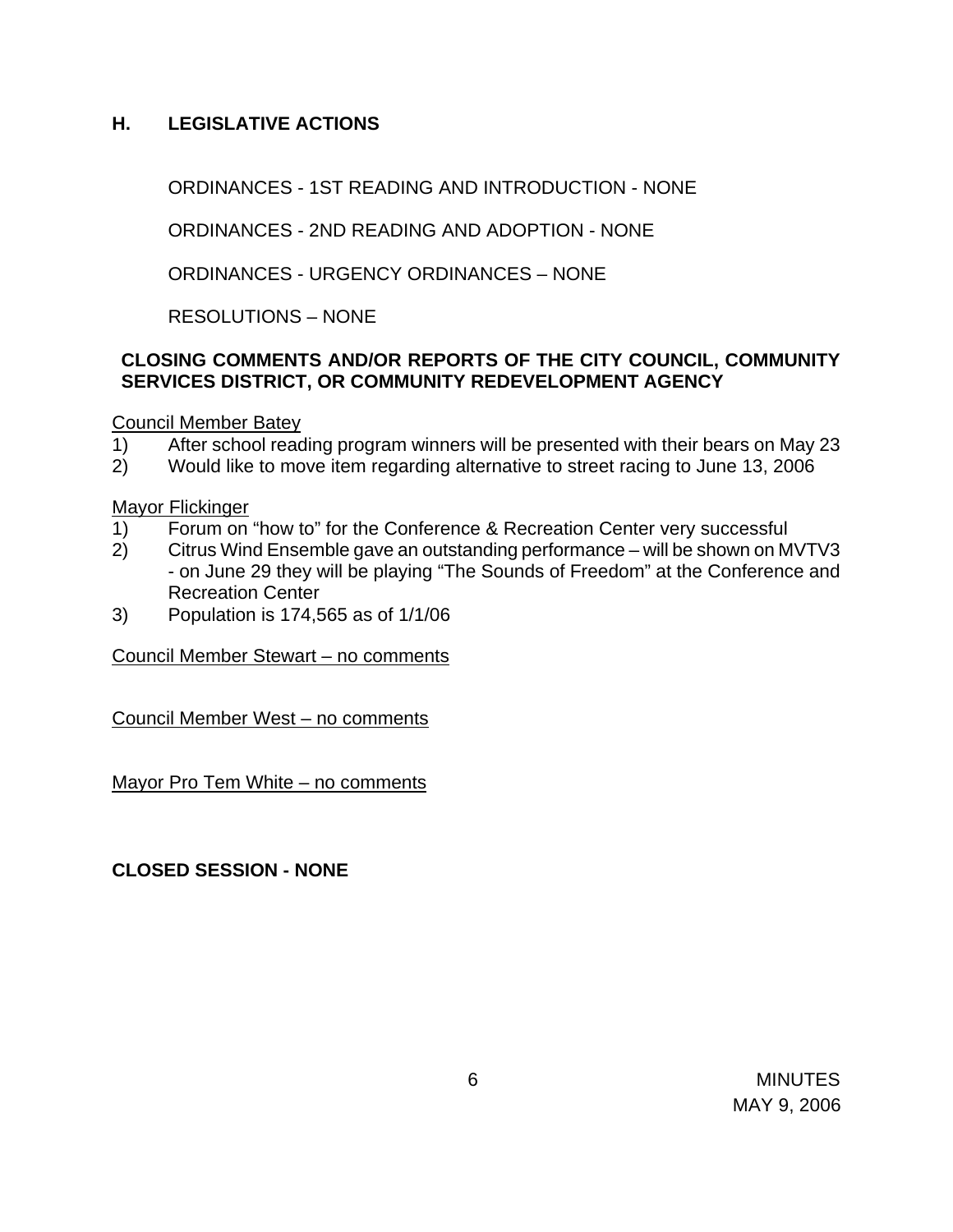## H. LEGISLATIVE ACTIONS

ORDINANCES - 1ST READING AND INTRODUCTION - NONE

ORDINANCES - 2ND READING AND ADOPTION - NONE

ORDINANCES - URGENCY ORDINANCES – NONE

RESOLUTIONS – NONE

**CLOSING COMMENTS AND/OR REPORTS OF THE CITY COUNCIL, COMMUNITY SERVICES DISTRICT, OR COMMUNITY REDEVELOPMENT AGENCY**

Council Member Batey

1) After school reading program winners will be presented with their bears on May 23
2) Would like to move item regarding alternative to street racing to June 13, 2006

Mayor Flickinger

1) Forum on "how to" for the Conference & Recreation Center very successful
2) Citrus Wind Ensemble gave an outstanding performance – will be shown on MVTV3 - on June 29 they will be playing "The Sounds of Freedom" at the Conference and Recreation Center
3) Population is 174,565 as of 1/1/06

Council Member Stewart – no comments

Council Member West – no comments

Mayor Pro Tem White – no comments

**CLOSED SESSION - NONE**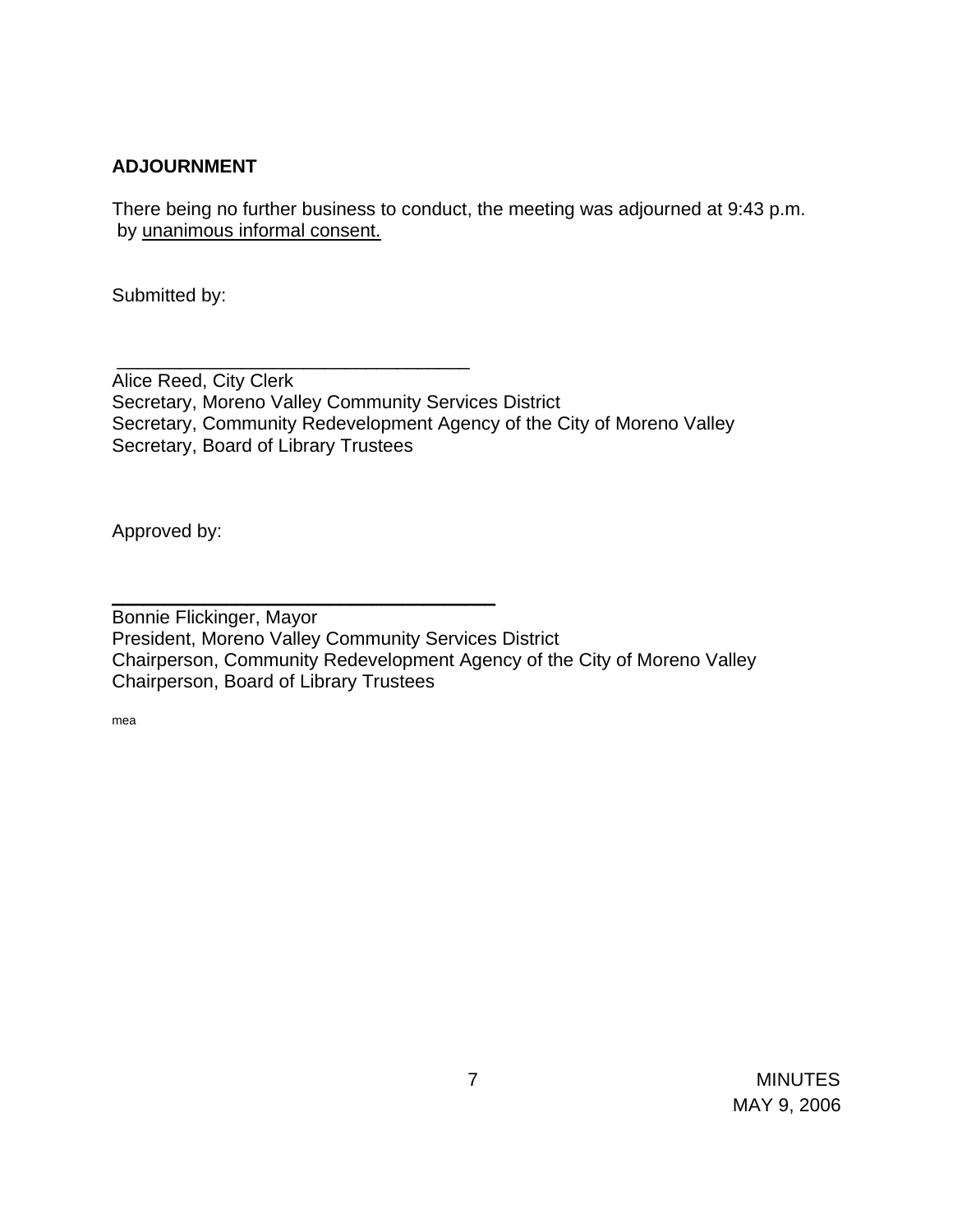**ADJOURNMENT**

There being no further business to conduct, the meeting was adjourned at 9:43 p.m. by unanimous informal consent.

Submitted by:

\_\_\_\_\_\_\_\_\_\_\_\_\_\_\_\_\_\_\_\_\_\_\_\_\_\_\_\_\_\_\_\_\_\_\_\_

Alice Reed, City Clerk
Secretary, Moreno Valley Community Services District
Secretary, Community Redevelopment Agency of the City of Moreno Valley
Secretary, Board of Library Trustees

Approved by:

\_\_\_\_\_\_\_\_\_\_\_\_\_\_\_\_\_\_\_\_\_\_\_\_\_\_\_\_\_\_\_\_\_\_\_\_

Bonnie Flickinger, Mayor
President, Moreno Valley Community Services District
Chairperson, Community Redevelopment Agency of the City of Moreno Valley
Chairperson, Board of Library Trustees

mea